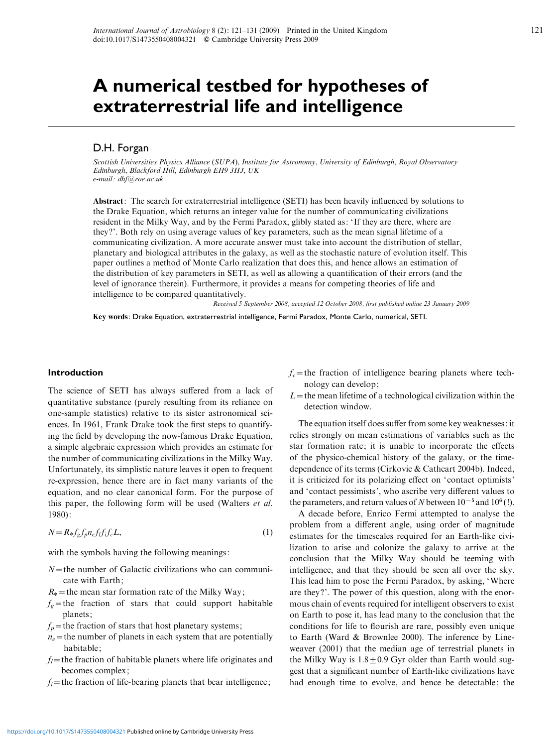# A numerical testbed for hypotheses of extraterrestrial life and intelligence

## D.H. Forgan

*Scottish Universities Physics Alliance (SUPA), Institute for Astronomy, University of Edinburgh, Royal Observatory Edinburgh, Blackford Hill, Edinburgh EH9 3HJ, UK*
*e-mail: dhf@roe.ac.uk*

**Abstract**: The search for extraterrestrial intelligence (SETI) has been heavily influenced by solutions to the Drake Equation, which returns an integer value for the number of communicating civilizations resident in the Milky Way, and by the Fermi Paradox, glibly stated as: 'If they are there, where are they?'. Both rely on using average values of key parameters, such as the mean signal lifetime of a communicating civilization. A more accurate answer must take into account the distribution of stellar, planetary and biological attributes in the galaxy, as well as the stochastic nature of evolution itself. This paper outlines a method of Monte Carlo realization that does this, and hence allows an estimation of the distribution of key parameters in SETI, as well as allowing a quantification of their errors (and the level of ignorance therein). Furthermore, it provides a means for competing theories of life and intelligence to be compared quantitatively.

*Received 5 September 2008, accepted 12 October 2008, first published online 23 January 2009*

**Key words**: Drake Equation, extraterrestrial intelligence, Fermi Paradox, Monte Carlo, numerical, SETI.

### Introduction

The science of SETI has always suffered from a lack of quantitative substance (purely resulting from its reliance on one-sample statistics) relative to its sister astronomical sciences. In 1961, Frank Drake took the first steps to quantifying the field by developing the now-famous Drake Equation, a simple algebraic expression which provides an estimate for the number of communicating civilizations in the Milky Way. Unfortunately, its simplistic nature leaves it open to frequent re-expression, hence there are in fact many variants of the equation, and no clear canonical form. For the purpose of this paper, the following form will be used (Walters *et al.* 1980):

$$N = R_* f_g f_p n_e f_l f_i f_c L, \tag{1}$$

with the symbols having the following meanings:

- $N$ = the number of Galactic civilizations who can communicate with Earth;
- $R_*$ = the mean star formation rate of the Milky Way;
- $f_g$ = the fraction of stars that could support habitable planets;
- $f_p$ = the fraction of stars that host planetary systems;
- $n_e$ = the number of planets in each system that are potentially habitable;
- $f_l$ = the fraction of habitable planets where life originates and becomes complex;
- $f_i$ = the fraction of life-bearing planets that bear intelligence;
- $f_c$ = the fraction of intelligence bearing planets where technology can develop;
- $L$ = the mean lifetime of a technological civilization within the detection window.

The equation itself does suffer from some key weaknesses: it relies strongly on mean estimations of variables such as the star formation rate; it is unable to incorporate the effects of the physico-chemical history of the galaxy, or the time-dependence of its terms (Cirkovic & Cathcart 2004b). Indeed, it is criticized for its polarizing effect on 'contact optimists' and 'contact pessimists', who ascribe very different values to the parameters, and return values of $N$ between $10^{-5}$ and $10^{6}$ (!).

A decade before, Enrico Fermi attempted to analyse the problem from a different angle, using order of magnitude estimates for the timescales required for an Earth-like civilization to arise and colonize the galaxy to arrive at the conclusion that the Milky Way should be teeming with intelligence, and that they should be seen all over the sky. This lead him to pose the Fermi Paradox, by asking, 'Where are they?'. The power of this question, along with the enormous chain of events required for intelligent observers to exist on Earth to pose it, has lead many to the conclusion that the conditions for life to flourish are rare, possibly even unique to Earth (Ward & Brownlee 2000). The inference by Lineweaver (2001) that the median age of terrestrial planets in the Milky Way is $1.8 \pm 0.9$ Gyr older than Earth would suggest that a significant number of Earth-like civilizations have had enough time to evolve, and hence be detectable: the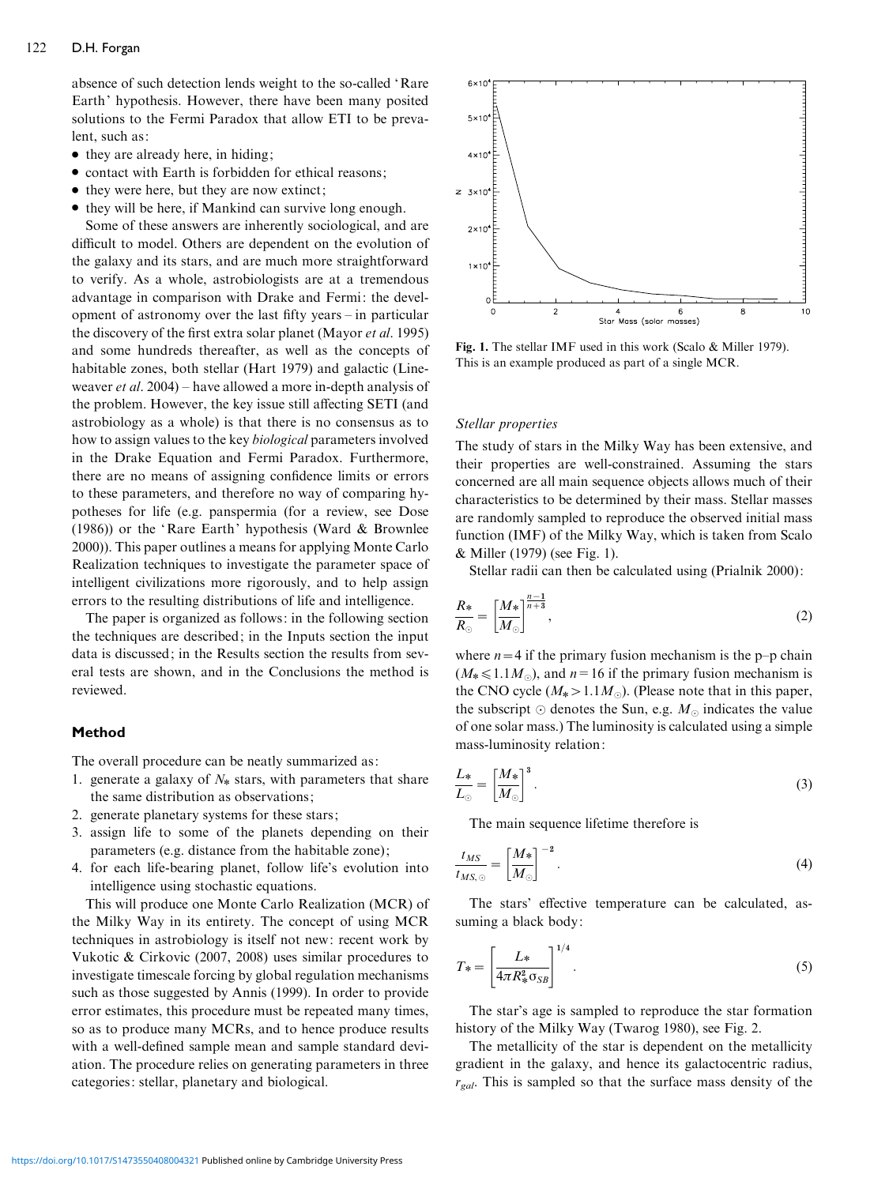absence of such detection lends weight to the so-called 'Rare Earth' hypothesis. However, there have been many posited solutions to the Fermi Paradox that allow ETI to be prevalent, such as:

- they are already here, in hiding;
- contact with Earth is forbidden for ethical reasons;
- they were here, but they are now extinct;
- they will be here, if Mankind can survive long enough.

Some of these answers are inherently sociological, and are difficult to model. Others are dependent on the evolution of the galaxy and its stars, and are much more straightforward to verify. As a whole, astrobiologists are at a tremendous advantage in comparison with Drake and Fermi: the development of astronomy over the last fifty years – in particular the discovery of the first extra solar planet (Mayor *et al*. 1995) and some hundreds thereafter, as well as the concepts of habitable zones, both stellar (Hart 1979) and galactic (Lineweaver *et al*. 2004) – have allowed a more in-depth analysis of the problem. However, the key issue still affecting SETI (and astrobiology as a whole) is that there is no consensus as to how to assign values to the key *biological* parameters involved in the Drake Equation and Fermi Paradox. Furthermore, there are no means of assigning confidence limits or errors to these parameters, and therefore no way of comparing hypotheses for life (e.g. panspermia (for a review, see Dose (1986)) or the 'Rare Earth' hypothesis (Ward & Brownlee 2000)). This paper outlines a means for applying Monte Carlo Realization techniques to investigate the parameter space of intelligent civilizations more rigorously, and to help assign errors to the resulting distributions of life and intelligence.

The paper is organized as follows: in the following section the techniques are described; in the Inputs section the input data is discussed; in the Results section the results from several tests are shown, and in the Conclusions the method is reviewed.

## Method

The overall procedure can be neatly summarized as:

1. generate a galaxy of $N_*$ stars, with parameters that share the same distribution as observations;
2. generate planetary systems for these stars;
3. assign life to some of the planets depending on their parameters (e.g. distance from the habitable zone);
4. for each life-bearing planet, follow life's evolution into intelligence using stochastic equations.

This will produce one Monte Carlo Realization (MCR) of the Milky Way in its entirety. The concept of using MCR techniques in astrobiology is itself not new: recent work by Vukotic & Cirkovic (2007, 2008) uses similar procedures to investigate timescale forcing by global regulation mechanisms such as those suggested by Annis (1999). In order to provide error estimates, this procedure must be repeated many times, so as to produce many MCRs, and to hence produce results with a well-defined sample mean and sample standard deviation. The procedure relies on generating parameters in three categories: stellar, planetary and biological.

**Fig. 1.** The stellar IMF used in this work (Scalo & Miller 1979). This is an example produced as part of a single MCR.

### *Stellar properties*

The study of stars in the Milky Way has been extensive, and their properties are well-constrained. Assuming the stars concerned are all main sequence objects allows much of their characteristics to be determined by their mass. Stellar masses are randomly sampled to reproduce the observed initial mass function (IMF) of the Milky Way, which is taken from Scalo & Miller (1979) (see Fig. 1).

Stellar radii can then be calculated using (Prialnik 2000):

$$\frac{R_*}{R_\odot} = \left[\frac{M_*}{M_\odot}\right]^{\frac{n-1}{n+3}}, \tag{2}$$

where $n=4$ if the primary fusion mechanism is the p–p chain ($M_* \leqslant 1.1 M_\odot$), and $n=16$ if the primary fusion mechanism is the CNO cycle ($M_* > 1.1 M_\odot$). (Please note that in this paper, the subscript $\odot$ denotes the Sun, e.g. $M_\odot$ indicates the value of one solar mass.) The luminosity is calculated using a simple mass-luminosity relation:

$$\frac{L_*}{L_\odot} = \left[\frac{M_*}{M_\odot}\right]^{3}. \tag{3}$$

The main sequence lifetime therefore is

$$\frac{t_{MS}}{t_{MS,\odot}} = \left[\frac{M_*}{M_\odot}\right]^{-2}. \tag{4}$$

The stars' effective temperature can be calculated, assuming a black body:

$$T_* = \left[\frac{L_*}{4\pi R_*^2 \sigma_{SB}}\right]^{1/4}. \tag{5}$$

The star's age is sampled to reproduce the star formation history of the Milky Way (Twarog 1980), see Fig. 2.

The metallicity of the star is dependent on the metallicity gradient in the galaxy, and hence its galactocentric radius, $r_{gal}$. This is sampled so that the surface mass density of the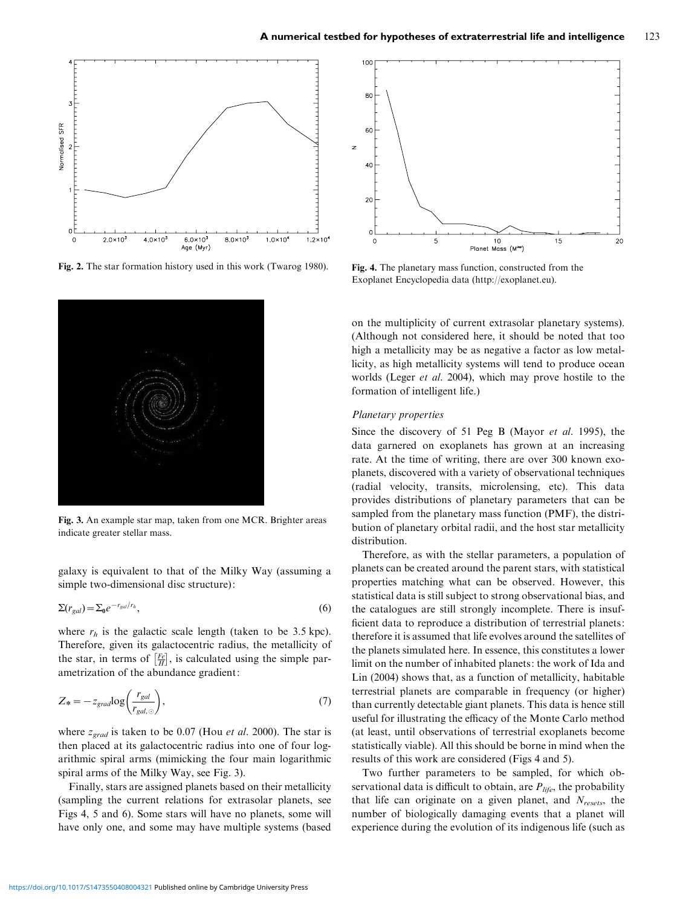Fig. 2. The star formation history used in this work (Twarog 1980).

Fig. 3. An example star map, taken from one MCR. Brighter areas indicate greater stellar mass.

galaxy is equivalent to that of the Milky Way (assuming a simple two-dimensional disc structure):

$$\Sigma(r_{gal}) = \Sigma_0 e^{-r_{gal}/r_h}, \tag{6}$$

where $r_h$ is the galactic scale length (taken to be 3.5 kpc). Therefore, given its galactocentric radius, the metallicity of the star, in terms of $\left[\frac{Fe}{H}\right]$, is calculated using the simple parametrization of the abundance gradient:

$$Z_* = -z_{grad} \log\left(\frac{r_{gal}}{r_{gal,\odot}}\right), \tag{7}$$

where $z_{grad}$ is taken to be 0.07 (Hou *et al.* 2000). The star is then placed at its galactocentric radius into one of four logarithmic spiral arms (mimicking the four main logarithmic spiral arms of the Milky Way, see Fig. 3).

Finally, stars are assigned planets based on their metallicity (sampling the current relations for extrasolar planets, see Figs 4, 5 and 6). Some stars will have no planets, some will have only one, and some may have multiple systems (based on the multiplicity of current extrasolar planetary systems). (Although not considered here, it should be noted that too high a metallicity may be as negative a factor as low metallicity, as high metallicity systems will tend to produce ocean worlds (Leger *et al.* 2004), which may prove hostile to the formation of intelligent life.)

Fig. 4. The planetary mass function, constructed from the Exoplanet Encyclopedia data (http://exoplanet.eu).

### *Planetary properties*

Since the discovery of 51 Peg B (Mayor *et al.* 1995), the data garnered on exoplanets has grown at an increasing rate. At the time of writing, there are over 300 known exoplanets, discovered with a variety of observational techniques (radial velocity, transits, microlensing, etc). This data provides distributions of planetary parameters that can be sampled from the planetary mass function (PMF), the distribution of planetary orbital radii, and the host star metallicity distribution.

Therefore, as with the stellar parameters, a population of planets can be created around the parent stars, with statistical properties matching what can be observed. However, this statistical data is still subject to strong observational bias, and the catalogues are still strongly incomplete. There is insufficient data to reproduce a distribution of terrestrial planets: therefore it is assumed that life evolves around the satellites of the planets simulated here. In essence, this constitutes a lower limit on the number of inhabited planets: the work of Ida and Lin (2004) shows that, as a function of metallicity, habitable terrestrial planets are comparable in frequency (or higher) than currently detectable giant planets. This data is hence still useful for illustrating the efficacy of the Monte Carlo method (at least, until observations of terrestrial exoplanets become statistically viable). All this should be borne in mind when the results of this work are considered (Figs 4 and 5).

Two further parameters to be sampled, for which observational data is difficult to obtain, are $P_{life}$, the probability that life can originate on a given planet, and $N_{resets}$, the number of biologically damaging events that a planet will experience during the evolution of its indigenous life (such as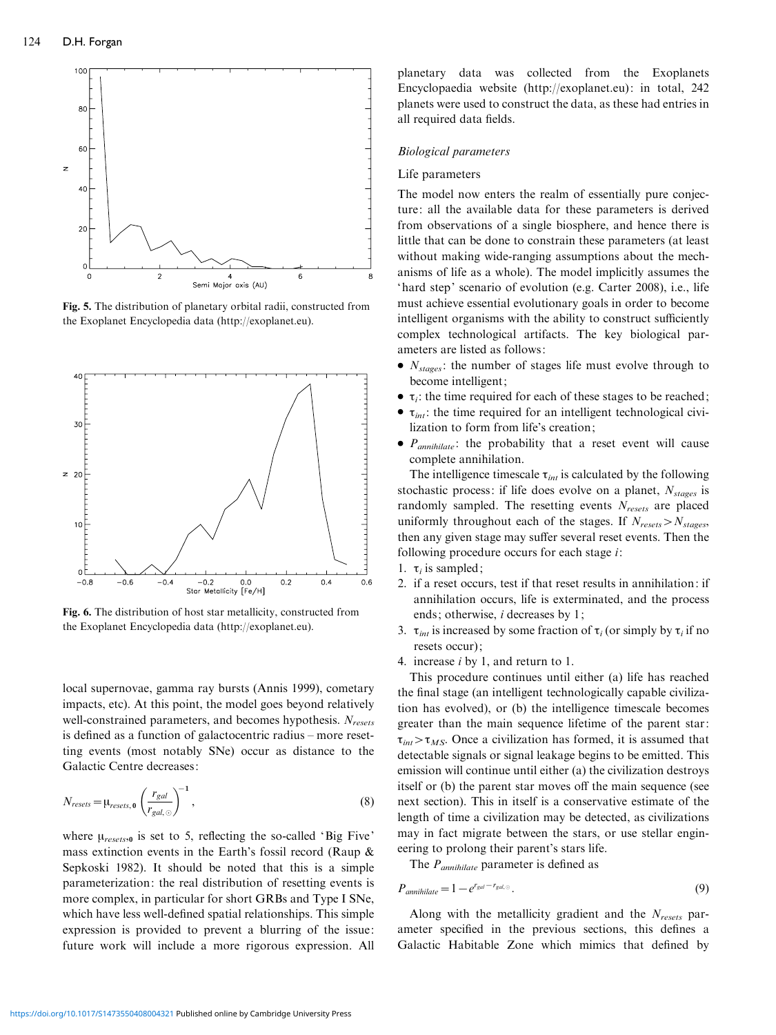Fig. 5. The distribution of planetary orbital radii, constructed from the Exoplanet Encyclopedia data (http://exoplanet.eu).

Fig. 6. The distribution of host star metallicity, constructed from the Exoplanet Encyclopedia data (http://exoplanet.eu).

local supernovae, gamma ray bursts (Annis 1999), cometary impacts, etc). At this point, the model goes beyond relatively well-constrained parameters, and becomes hypothesis. $N_{resets}$ is defined as a function of galactocentric radius – more resetting events (most notably SNe) occur as distance to the Galactic Centre decreases:

$$N_{resets} = \mu_{resets,0} \left( \frac{r_{gal}}{r_{gal,\odot}} \right)^{-1}, \tag{8}$$

where $\mu_{resets,0}$ is set to 5, reflecting the so-called 'Big Five' mass extinction events in the Earth's fossil record (Raup & Sepkoski 1982). It should be noted that this is a simple parameterization: the real distribution of resetting events is more complex, in particular for short GRBs and Type I SNe, which have less well-defined spatial relationships. This simple expression is provided to prevent a blurring of the issue: future work will include a more rigorous expression. All planetary data was collected from the Exoplanets Encyclopaedia website (http://exoplanet.eu): in total, 242 planets were used to construct the data, as these had entries in all required data fields.

### *Biological parameters*

#### Life parameters

The model now enters the realm of essentially pure conjecture: all the available data for these parameters is derived from observations of a single biosphere, and hence there is little that can be done to constrain these parameters (at least without making wide-ranging assumptions about the mechanisms of life as a whole). The model implicitly assumes the 'hard step' scenario of evolution (e.g. Carter 2008), i.e., life must achieve essential evolutionary goals in order to become intelligent organisms with the ability to construct sufficiently complex technological artifacts. The key biological parameters are listed as follows:

- $N_{stages}$: the number of stages life must evolve through to become intelligent;
- $\tau_i$: the time required for each of these stages to be reached;
- $\tau_{int}$: the time required for an intelligent technological civilization to form from life's creation;
- $P_{annihilate}$: the probability that a reset event will cause complete annihilation.

The intelligence timescale $\tau_{int}$ is calculated by the following stochastic process: if life does evolve on a planet, $N_{stages}$ is randomly sampled. The resetting events $N_{resets}$ are placed uniformly throughout each of the stages. If $N_{resets} > N_{stages}$, then any given stage may suffer several reset events. Then the following procedure occurs for each stage $i$:

1. $\tau_i$ is sampled;
2. if a reset occurs, test if that reset results in annihilation: if annihilation occurs, life is exterminated, and the process ends; otherwise, $i$ decreases by 1;
3. $\tau_{int}$ is increased by some fraction of $\tau_i$ (or simply by $\tau_i$ if no resets occur);
4. increase $i$ by 1, and return to 1.

This procedure continues until either (a) life has reached the final stage (an intelligent technologically capable civilization has evolved), or (b) the intelligence timescale becomes greater than the main sequence lifetime of the parent star: $\tau_{int} > \tau_{MS}$. Once a civilization has formed, it is assumed that detectable signals or signal leakage begins to be emitted. This emission will continue until either (a) the civilization destroys itself or (b) the parent star moves off the main sequence (see next section). This in itself is a conservative estimate of the length of time a civilization may be detected, as civilizations may in fact migrate between the stars, or use stellar engineering to prolong their parent's stars life.

The $P_{annihilate}$ parameter is defined as

$$P_{annihilate} = 1 - e^{r_{gal} - r_{gal,\odot}}. \tag{9}$$

Along with the metallicity gradient and the $N_{resets}$ parameter specified in the previous sections, this defines a Galactic Habitable Zone which mimics that defined by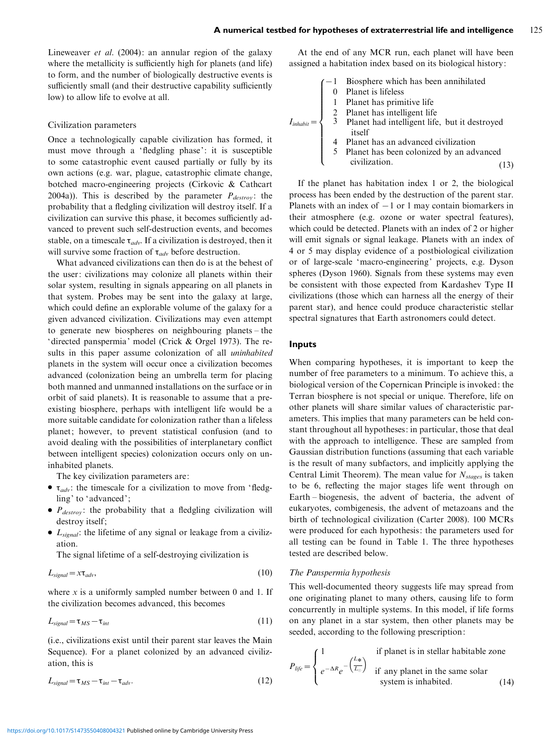Lineweaver *et al.* (2004): an annular region of the galaxy where the metallicity is sufficiently high for planets (and life) to form, and the number of biologically destructive events is sufficiently small (and their destructive capability sufficiently low) to allow life to evolve at all.

### Civilization parameters

Once a technologically capable civilization has formed, it must move through a 'fledgling phase': it is susceptible to some catastrophic event caused partially or fully by its own actions (e.g. war, plague, catastrophic climate change, botched macro-engineering projects (Cirkovic & Cathcart 2004a)). This is described by the parameter $P_{destroy}$: the probability that a fledgling civilization will destroy itself. If a civilization can survive this phase, it becomes sufficiently advanced to prevent such self-destruction events, and becomes stable, on a timescale $\tau_{adv}$. If a civilization is destroyed, then it will survive some fraction of $\tau_{adv}$ before destruction.

What advanced civilizations can then do is at the behest of the user: civilizations may colonize all planets within their solar system, resulting in signals appearing on all planets in that system. Probes may be sent into the galaxy at large, which could define an explorable volume of the galaxy for a given advanced civilization. Civilizations may even attempt to generate new biospheres on neighbouring planets – the 'directed panspermia' model (Crick & Orgel 1973). The results in this paper assume colonization of all *uninhabited* planets in the system will occur once a civilization becomes advanced (colonization being an umbrella term for placing both manned and unmanned installations on the surface or in orbit of said planets). It is reasonable to assume that a pre-existing biosphere, perhaps with intelligent life would be a more suitable candidate for colonization rather than a lifeless planet; however, to prevent statistical confusion (and to avoid dealing with the possibilities of interplanetary conflict between intelligent species) colonization occurs only on uninhabited planets.

The key civilization parameters are:

- $\tau_{adv}$: the timescale for a civilization to move from 'fledgling' to 'advanced';
- $P_{destroy}$: the probability that a fledgling civilization will destroy itself;
- $L_{signal}$: the lifetime of any signal or leakage from a civilization.

The signal lifetime of a self-destroying civilization is

$$L_{signal} = x\tau_{adv}, \tag{10}$$

where $x$ is a uniformly sampled number between 0 and 1. If the civilization becomes advanced, this becomes

$$L_{signal} = \tau_{MS} - \tau_{int} \tag{11}$$

(i.e., civilizations exist until their parent star leaves the Main Sequence). For a planet colonized by an advanced civilization, this is

$$L_{signal} = \tau_{MS} - \tau_{int} - \tau_{adv}. \tag{12}$$

At the end of any MCR run, each planet will have been assigned a habitation index based on its biological history:

$$I_{inhabit} = \begin{cases} -1 & \text{Biosphere which has been annihilated} \\ 0 & \text{Planet is lifeless} \\ 1 & \text{Planet has primitive life} \\ 2 & \text{Planet has intelligent life} \\ 3 & \text{Planet had intelligent life, but it destroyed itself} \\ 4 & \text{Planet has an advanced civilization} \\ 5 & \text{Planet has been colonized by an advanced civilization.} \end{cases} \tag{13}$$

If the planet has habitation index 1 or 2, the biological process has been ended by the destruction of the parent star. Planets with an index of −1 or 1 may contain biomarkers in their atmosphere (e.g. ozone or water spectral features), which could be detected. Planets with an index of 2 or higher will emit signals or signal leakage. Planets with an index of 4 or 5 may display evidence of a postbiological civilization or of large-scale 'macro-engineering' projects, e.g. Dyson spheres (Dyson 1960). Signals from these systems may even be consistent with those expected from Kardashev Type II civilizations (those which can harness all the energy of their parent star), and hence could produce characteristic stellar spectral signatures that Earth astronomers could detect.

## Inputs

When comparing hypotheses, it is important to keep the number of free parameters to a minimum. To achieve this, a biological version of the Copernican Principle is invoked: the Terran biosphere is not special or unique. Therefore, life on other planets will share similar values of characteristic parameters. This implies that many parameters can be held constant throughout all hypotheses: in particular, those that deal with the approach to intelligence. These are sampled from Gaussian distribution functions (assuming that each variable is the result of many subfactors, and implicitly applying the Central Limit Theorem). The mean value for $N_{stages}$ is taken to be 6, reflecting the major stages life went through on Earth – biogenesis, the advent of bacteria, the advent of eukaryotes, combigenesis, the advent of metazoans and the birth of technological civilization (Carter 2008). 100 MCRs were produced for each hypothesis: the parameters used for all testing can be found in Table 1. The three hypotheses tested are described below.

### The Panspermia hypothesis

This well-documented theory suggests life may spread from one originating planet to many others, causing life to form concurrently in multiple systems. In this model, if life forms on any planet in a star system, then other planets may be seeded, according to the following prescription:

$$P_{life} = \begin{cases} 1 & \text{if planet is in stellar habitable zone} \\ e^{-\Delta R} e^{-\left(\frac{L_*}{L_\odot}\right)} & \text{if any planet in the same solar system is inhabited.} \end{cases} \tag{14}$$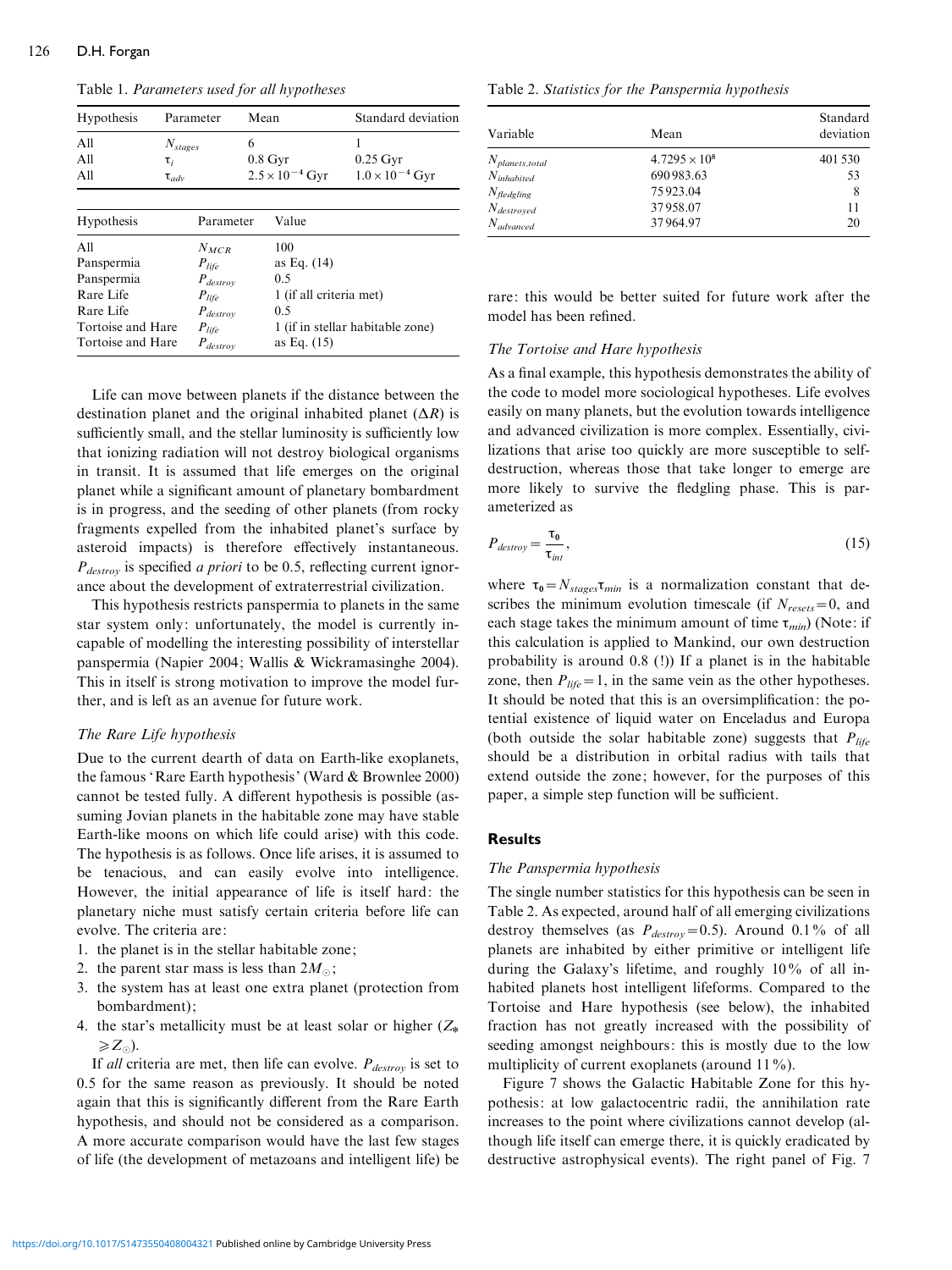Table 1. *Parameters used for all hypotheses*

| Hypothesis | Parameter | Mean | Standard deviation |
|---|---|---|---|
| All | $N_{stages}$ | 6 | 1 |
| All | $\tau_i$ | 0.8 Gyr | 0.25 Gyr |
| All | $\tau_{adv}$ | $2.5 \times 10^{-4}$ Gyr | $1.0 \times 10^{-4}$ Gyr |

| Hypothesis | Parameter | Value |
|---|---|---|
| All | $N_{MCR}$ | 100 |
| Panspermia | $P_{life}$ | as Eq. (14) |
| Panspermia | $P_{destroy}$ | 0.5 |
| Rare Life | $P_{life}$ | 1 (if all criteria met) |
| Rare Life | $P_{destroy}$ | 0.5 |
| Tortoise and Hare | $P_{life}$ | 1 (if in stellar habitable zone) |
| Tortoise and Hare | $P_{destroy}$ | as Eq. (15) |

Life can move between planets if the distance between the destination planet and the original inhabited planet ($\Delta R$) is sufficiently small, and the stellar luminosity is sufficiently low that ionizing radiation will not destroy biological organisms in transit. It is assumed that life emerges on the original planet while a significant amount of planetary bombardment is in progress, and the seeding of other planets (from rocky fragments expelled from the inhabited planet's surface by asteroid impacts) is therefore effectively instantaneous. $P_{destroy}$ is specified *a priori* to be 0.5, reflecting current ignorance about the development of extraterrestrial civilization.

This hypothesis restricts panspermia to planets in the same star system only: unfortunately, the model is currently incapable of modelling the interesting possibility of interstellar panspermia (Napier 2004; Wallis & Wickramasinghe 2004). This in itself is strong motivation to improve the model further, and is left as an avenue for future work.

### The Rare Life hypothesis

Due to the current dearth of data on Earth-like exoplanets, the famous 'Rare Earth hypothesis' (Ward & Brownlee 2000) cannot be tested fully. A different hypothesis is possible (assuming Jovian planets in the habitable zone may have stable Earth-like moons on which life could arise) with this code. The hypothesis is as follows. Once life arises, it is assumed to be tenacious, and can easily evolve into intelligence. However, the initial appearance of life is itself hard: the planetary niche must satisfy certain criteria before life can evolve. The criteria are:

1. the planet is in the stellar habitable zone;
2. the parent star mass is less than $2M_{\odot}$;
3. the system has at least one extra planet (protection from bombardment);
4. the star's metallicity must be at least solar or higher ($Z_{*} \geqslant Z_{\odot}$).

If *all* criteria are met, then life can evolve. $P_{destroy}$ is set to 0.5 for the same reason as previously. It should be noted again that this is significantly different from the Rare Earth hypothesis, and should not be considered as a comparison. A more accurate comparison would have the last few stages of life (the development of metazoans and intelligent life) be rare: this would be better suited for future work after the model has been refined.

Table 2. *Statistics for the Panspermia hypothesis*

| Variable | Mean | Standard deviation |
|---|---|---|
| $N_{planets,total}$ | $4.7295 \times 10^{8}$ | 401 530 |
| $N_{inhabited}$ | 690 983.63 | 53 |
| $N_{fledgling}$ | 75 923.04 | 8 |
| $N_{destroyed}$ | 37 958.07 | 11 |
| $N_{advanced}$ | 37 964.97 | 20 |

### The Tortoise and Hare hypothesis

As a final example, this hypothesis demonstrates the ability of the code to model more sociological hypotheses. Life evolves easily on many planets, but the evolution towards intelligence and advanced civilization is more complex. Essentially, civilizations that arise too quickly are more susceptible to self-destruction, whereas those that take longer to emerge are more likely to survive the fledgling phase. This is parameterized as

$$P_{destroy} = \frac{\tau_0}{\tau_{int}}, \tag{15}$$

where $\tau_0 = N_{stages}\tau_{min}$ is a normalization constant that describes the minimum evolution timescale (if $N_{resets} = 0$, and each stage takes the minimum amount of time $\tau_{min}$) (Note: if this calculation is applied to Mankind, our own destruction probability is around 0.8 (!)) If a planet is in the habitable zone, then $P_{life} = 1$, in the same vein as the other hypotheses. It should be noted that this is an oversimplification: the potential existence of liquid water on Enceladus and Europa (both outside the solar habitable zone) suggests that $P_{life}$ should be a distribution in orbital radius with tails that extend outside the zone; however, for the purposes of this paper, a simple step function will be sufficient.

## Results

### The Panspermia hypothesis

The single number statistics for this hypothesis can be seen in Table 2. As expected, around half of all emerging civilizations destroy themselves (as $P_{destroy} = 0.5$). Around 0.1% of all planets are inhabited by either primitive or intelligent life during the Galaxy's lifetime, and roughly 10% of all inhabited planets host intelligent lifeforms. Compared to the Tortoise and Hare hypothesis (see below), the inhabited fraction has not greatly increased with the possibility of seeding amongst neighbours: this is mostly due to the low multiplicity of current exoplanets (around 11%).

Figure 7 shows the Galactic Habitable Zone for this hypothesis: at low galactocentric radii, the annihilation rate increases to the point where civilizations cannot develop (although life itself can emerge there, it is quickly eradicated by destructive astrophysical events). The right panel of Fig. 7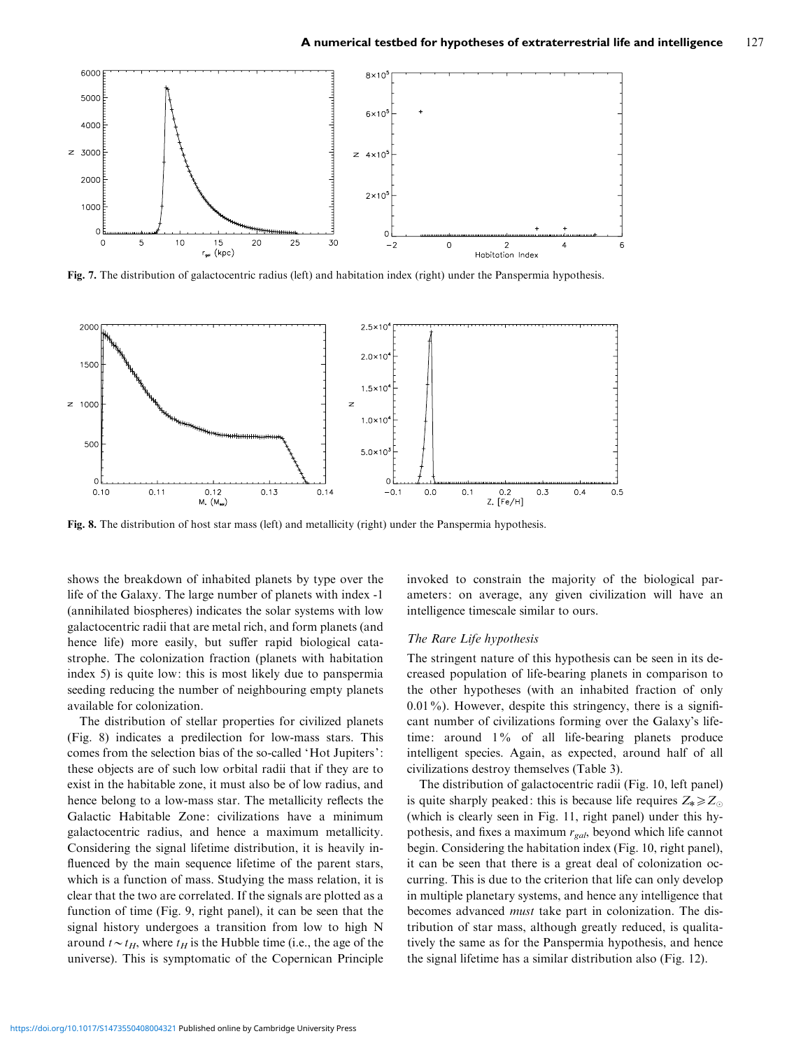Fig. 7. The distribution of galactocentric radius (left) and habitation index (right) under the Panspermia hypothesis.

Fig. 8. The distribution of host star mass (left) and metallicity (right) under the Panspermia hypothesis.

shows the breakdown of inhabited planets by type over the life of the Galaxy. The large number of planets with index -1 (annihilated biospheres) indicates the solar systems with low galactocentric radii that are metal rich, and form planets (and hence life) more easily, but suffer rapid biological catastrophe. The colonization fraction (planets with habitation index 5) is quite low: this is most likely due to panspermia seeding reducing the number of neighbouring empty planets available for colonization.

The distribution of stellar properties for civilized planets (Fig. 8) indicates a predilection for low-mass stars. This comes from the selection bias of the so-called 'Hot Jupiters': these objects are of such low orbital radii that if they are to exist in the habitable zone, it must also be of low radius, and hence belong to a low-mass star. The metallicity reflects the Galactic Habitable Zone: civilizations have a minimum galactocentric radius, and hence a maximum metallicity. Considering the signal lifetime distribution, it is heavily influenced by the main sequence lifetime of the parent stars, which is a function of mass. Studying the mass relation, it is clear that the two are correlated. If the signals are plotted as a function of time (Fig. 9, right panel), it can be seen that the signal history undergoes a transition from low to high N around $t \sim t_H$, where $t_H$ is the Hubble time (i.e., the age of the universe). This is symptomatic of the Copernican Principle invoked to constrain the majority of the biological parameters: on average, any given civilization will have an intelligence timescale similar to ours.

### *The Rare Life hypothesis*

The stringent nature of this hypothesis can be seen in its decreased population of life-bearing planets in comparison to the other hypotheses (with an inhabited fraction of only 0.01%). However, despite this stringency, there is a significant number of civilizations forming over the Galaxy's lifetime: around 1% of all life-bearing planets produce intelligent species. Again, as expected, around half of all civilizations destroy themselves (Table 3).

The distribution of galactocentric radii (Fig. 10, left panel) is quite sharply peaked: this is because life requires $Z_* \geqslant Z_\odot$ (which is clearly seen in Fig. 11, right panel) under this hypothesis, and fixes a maximum $r_{gal}$, beyond which life cannot begin. Considering the habitation index (Fig. 10, right panel), it can be seen that there is a great deal of colonization occurring. This is due to the criterion that life can only develop in multiple planetary systems, and hence any intelligence that becomes advanced *must* take part in colonization. The distribution of star mass, although greatly reduced, is qualitatively the same as for the Panspermia hypothesis, and hence the signal lifetime has a similar distribution also (Fig. 12).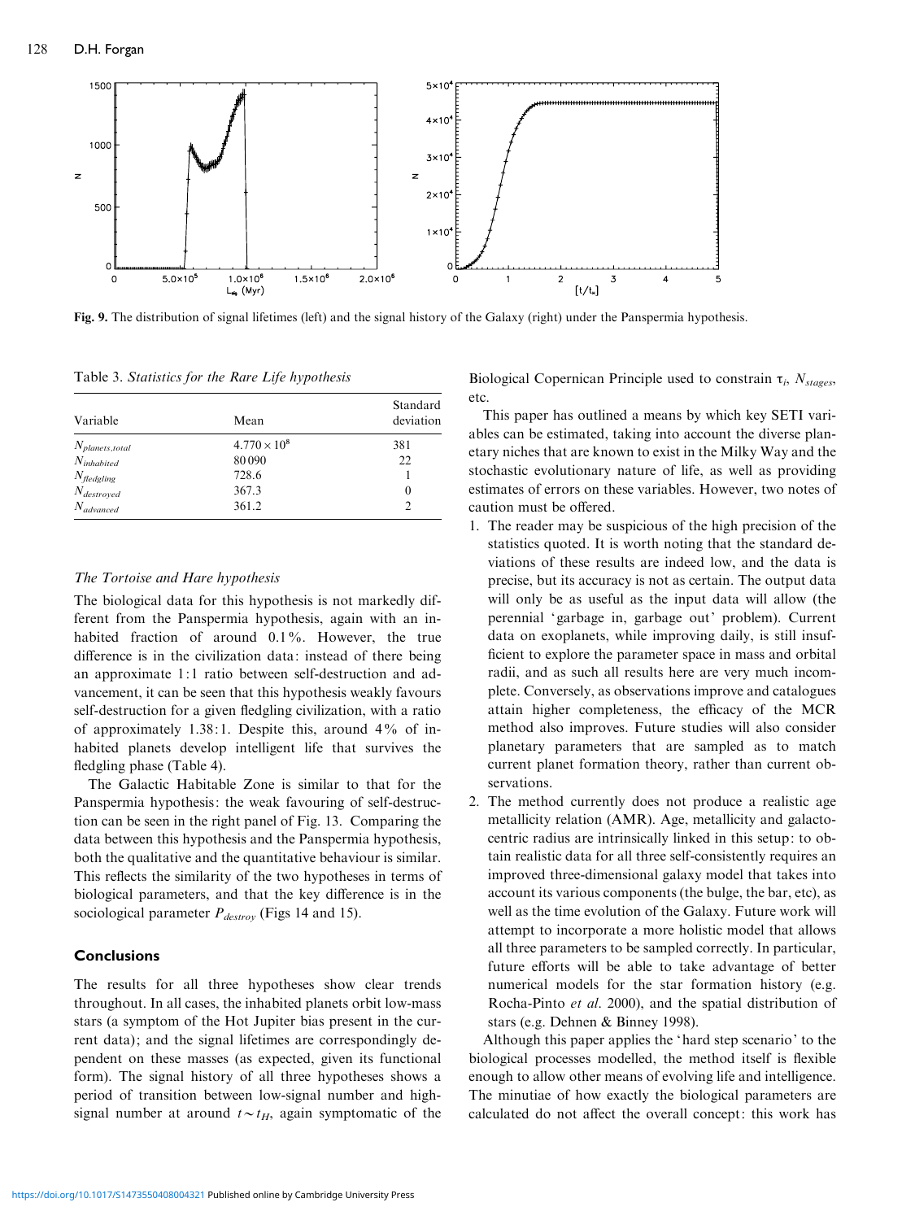1500

1000

500

0

N

0 5.0×10^5 1.0×10^6 1.5×10^6 2.0×10^6

$L_{sig}$ (Myr)

5×10^4

4×10^4

3×10^4

2×10^4

1×10^4

0

N

0 1 2 3 4 5

$[t/t_H]$

**Fig. 9.** The distribution of signal lifetimes (left) and the signal history of the Galaxy (right) under the Panspermia hypothesis.

Table 3. *Statistics for the Rare Life hypothesis*

| Variable | Mean | Standard deviation |
|---|---|---|
| $N_{planets,total}$ | $4.770 \times 10^8$ | 381 |
| $N_{inhabited}$ | 80 090 | 22 |
| $N_{fledgling}$ | 728.6 | 1 |
| $N_{destroyed}$ | 367.3 | 0 |
| $N_{advanced}$ | 361.2 | 2 |

*The Tortoise and Hare hypothesis*

The biological data for this hypothesis is not markedly different from the Panspermia hypothesis, again with an inhabited fraction of around 0.1%. However, the true difference is in the civilization data: instead of there being an approximate 1:1 ratio between self-destruction and advancement, it can be seen that this hypothesis weakly favours self-destruction for a given fledgling civilization, with a ratio of approximately 1.38:1. Despite this, around 4% of inhabited planets develop intelligent life that survives the fledgling phase (Table 4).

The Galactic Habitable Zone is similar to that for the Panspermia hypothesis: the weak favouring of self-destruction can be seen in the right panel of Fig. 13. Comparing the data between this hypothesis and the Panspermia hypothesis, both the qualitative and the quantitative behaviour is similar. This reflects the similarity of the two hypotheses in terms of biological parameters, and that the key difference is in the sociological parameter $P_{destroy}$ (Figs 14 and 15).

## Conclusions

The results for all three hypotheses show clear trends throughout. In all cases, the inhabited planets orbit low-mass stars (a symptom of the Hot Jupiter bias present in the current data); and the signal lifetimes are correspondingly dependent on these masses (as expected, given its functional form). The signal history of all three hypotheses shows a period of transition between low-signal number and high-signal number at around $t \sim t_H$, again symptomatic of the Biological Copernican Principle used to constrain $\tau_i$, $N_{stages}$, etc.

This paper has outlined a means by which key SETI variables can be estimated, taking into account the diverse planetary niches that are known to exist in the Milky Way and the stochastic evolutionary nature of life, as well as providing estimates of errors on these variables. However, two notes of caution must be offered.

1. The reader may be suspicious of the high precision of the statistics quoted. It is worth noting that the standard deviations of these results are indeed low, and the data is precise, but its accuracy is not as certain. The output data will only be as useful as the input data will allow (the perennial 'garbage in, garbage out' problem). Current data on exoplanets, while improving daily, is still insufficient to explore the parameter space in mass and orbital radii, and as such all results here are very much incomplete. Conversely, as observations improve and catalogues attain higher completeness, the efficacy of the MCR method also improves. Future studies will also consider planetary parameters that are sampled as to match current planet formation theory, rather than current observations.
2. The method currently does not produce a realistic age metallicity relation (AMR). Age, metallicity and galactocentric radius are intrinsically linked in this setup: to obtain realistic data for all three self-consistently requires an improved three-dimensional galaxy model that takes into account its various components (the bulge, the bar, etc), as well as the time evolution of the Galaxy. Future work will attempt to incorporate a more holistic model that allows all three parameters to be sampled correctly. In particular, future efforts will be able to take advantage of better numerical models for the star formation history (e.g. Rocha-Pinto *et al.* 2000), and the spatial distribution of stars (e.g. Dehnen & Binney 1998).

Although this paper applies the 'hard step scenario' to the biological processes modelled, the method itself is flexible enough to allow other means of evolving life and intelligence. The minutiae of how exactly the biological parameters are calculated do not affect the overall concept: this work has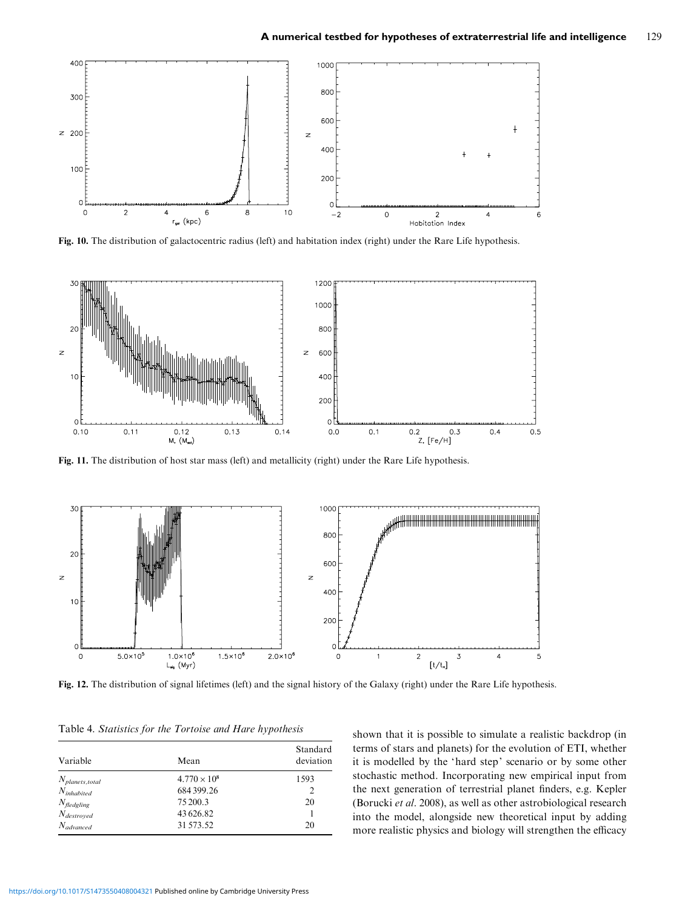Fig. 10. The distribution of galactocentric radius (left) and habitation index (right) under the Rare Life hypothesis.

Fig. 11. The distribution of host star mass (left) and metallicity (right) under the Rare Life hypothesis.

Fig. 12. The distribution of signal lifetimes (left) and the signal history of the Galaxy (right) under the Rare Life hypothesis.

Table 4. *Statistics for the Tortoise and Hare hypothesis*

| Variable | Mean | Standard deviation |
|---|---|---|
| $N_{planets,total}$ | $4.770 \times 10^8$ | 1593 |
| $N_{inhabited}$ | 684 399.26 | 2 |
| $N_{fledgling}$ | 75 200.3 | 20 |
| $N_{destroyed}$ | 43 626.82 | 1 |
| $N_{advanced}$ | 31 573.52 | 20 |

shown that it is possible to simulate a realistic backdrop (in terms of stars and planets) for the evolution of ETI, whether it is modelled by the 'hard step' scenario or by some other stochastic method. Incorporating new empirical input from the next generation of terrestrial planet finders, e.g. Kepler (Borucki *et al.* 2008), as well as other astrobiological research into the model, alongside new theoretical input by adding more realistic physics and biology will strengthen the efficacy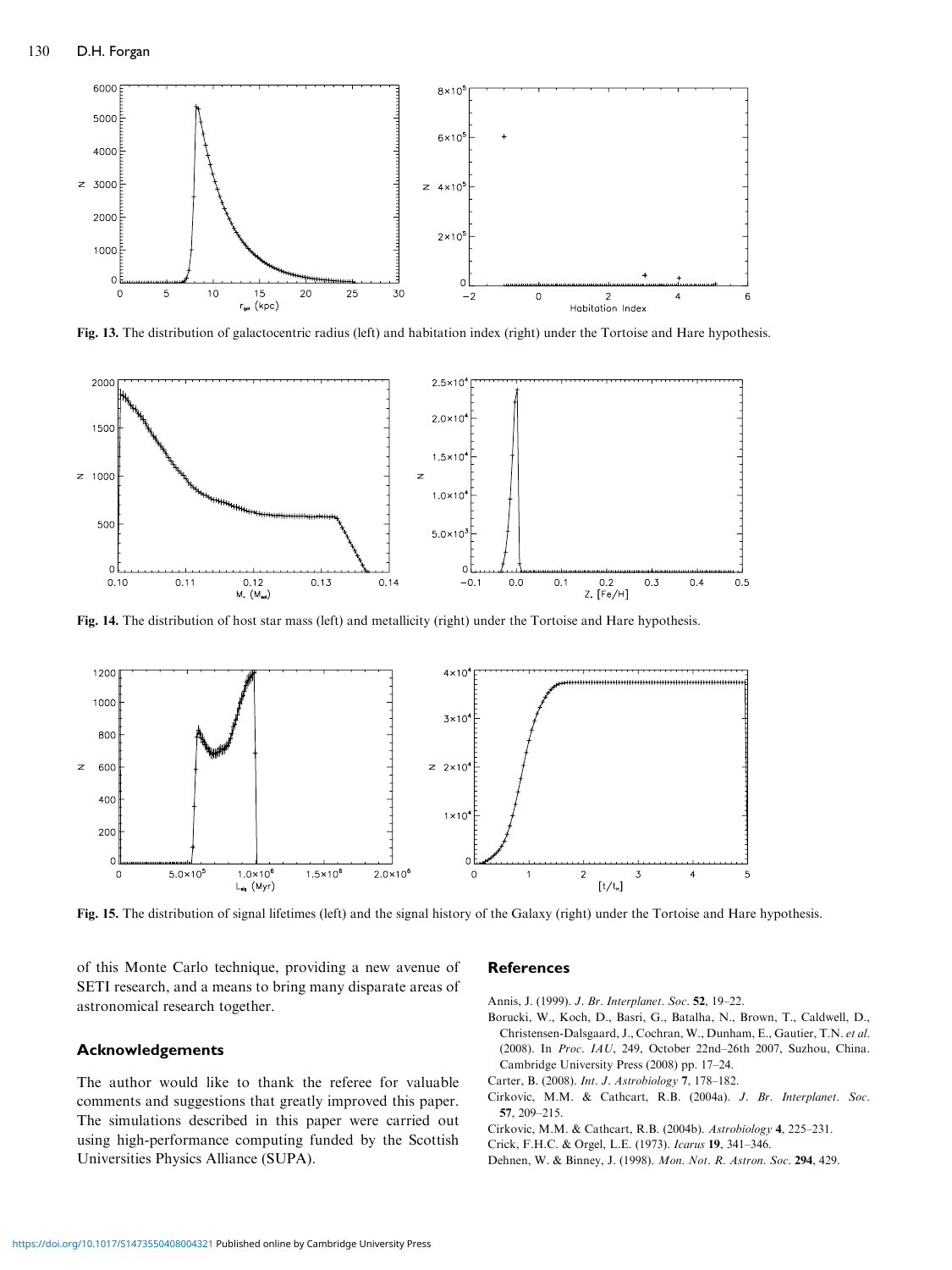Fig. 13. The distribution of galactocentric radius (left) and habitation index (right) under the Tortoise and Hare hypothesis.

Fig. 14. The distribution of host star mass (left) and metallicity (right) under the Tortoise and Hare hypothesis.

Fig. 15. The distribution of signal lifetimes (left) and the signal history of the Galaxy (right) under the Tortoise and Hare hypothesis.

of this Monte Carlo technique, providing a new avenue of SETI research, and a means to bring many disparate areas of astronomical research together.

## Acknowledgements

The author would like to thank the referee for valuable comments and suggestions that greatly improved this paper. The simulations described in this paper were carried out using high-performance computing funded by the Scottish Universities Physics Alliance (SUPA).

## References

Annis, J. (1999). *J. Br. Interplanet. Soc.* **52**, 19–22.

Borucki, W., Koch, D., Basri, G., Batalha, N., Brown, T., Caldwell, D., Christensen-Dalsgaard, J., Cochran, W., Dunham, E., Gautier, T.N. *et al.* (2008). In *Proc. IAU*, 249, October 22nd–26th 2007, Suzhou, China. Cambridge University Press (2008) pp. 17–24.

Carter, B. (2008). *Int. J. Astrobiology* **7**, 178–182.

Cirkovic, M.M. & Cathcart, R.B. (2004a). *J. Br. Interplanet. Soc.* **57**, 209–215.

Cirkovic, M.M. & Cathcart, R.B. (2004b). *Astrobiology* **4**, 225–231.

Crick, F.H.C. & Orgel, L.E. (1973). *Icarus* **19**, 341–346.

Dehnen, W. & Binney, J. (1998). *Mon. Not. R. Astron. Soc.* **294**, 429.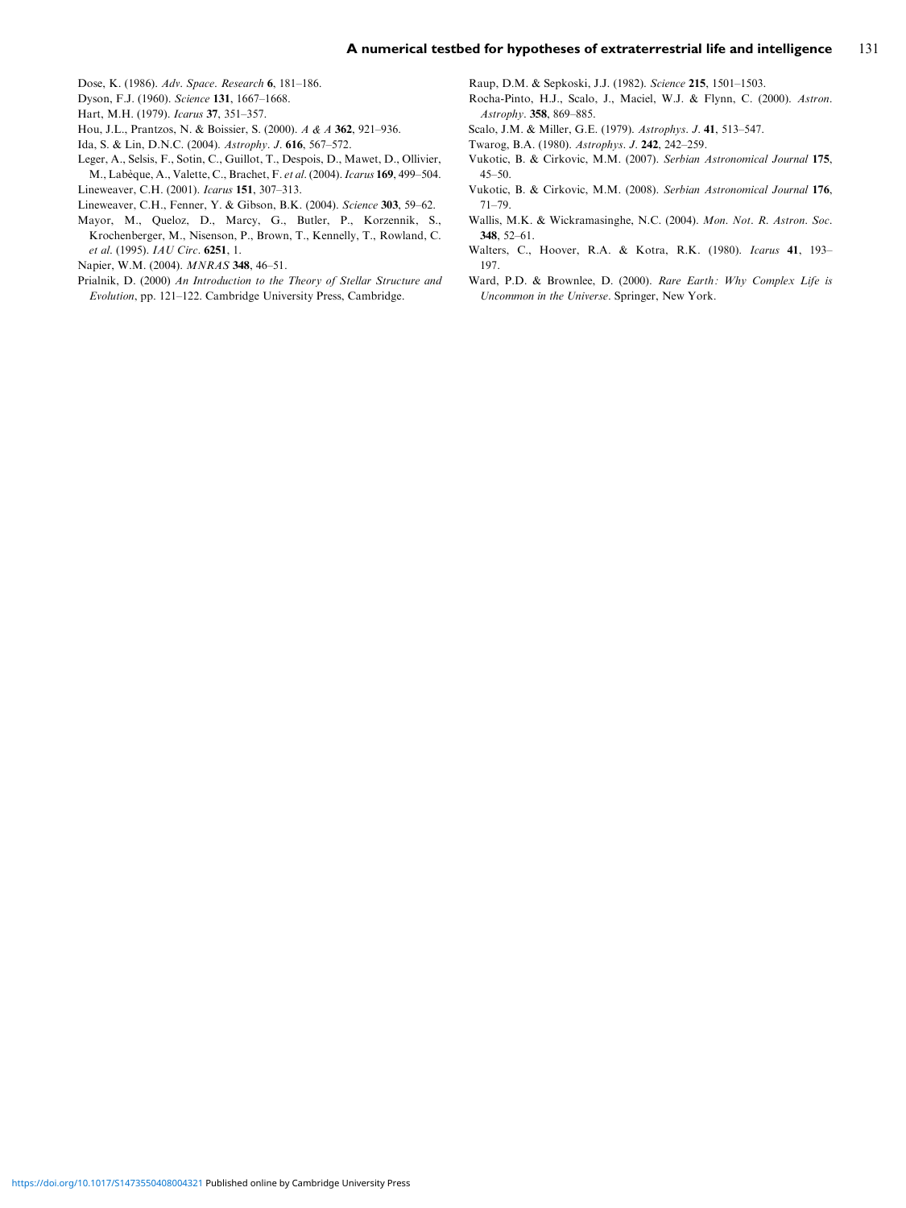Dose, K. (1986). *Adv. Space. Research* **6**, 181–186.

Dyson, F.J. (1960). *Science* **131**, 1667–1668.

Hart, M.H. (1979). *Icarus* **37**, 351–357.

Hou, J.L., Prantzos, N. & Boissier, S. (2000). *A & A* **362**, 921–936.

Ida, S. & Lin, D.N.C. (2004). *Astrophy. J.* **616**, 567–572.

Leger, A., Selsis, F., Sotin, C., Guillot, T., Despois, D., Mawet, D., Ollivier, M., Labèque, A., Valette, C., Brachet, F. *et al.* (2004). *Icarus* **169**, 499–504.

Lineweaver, C.H. (2001). *Icarus* **151**, 307–313.

Lineweaver, C.H., Fenner, Y. & Gibson, B.K. (2004). *Science* **303**, 59–62.

Mayor, M., Queloz, D., Marcy, G., Butler, P., Korzennik, S., Krochenberger, M., Nisenson, P., Brown, T., Kennelly, T., Rowland, C. *et al.* (1995). *IAU Circ.* **6251**, 1.

Napier, W.M. (2004). *MNRAS* **348**, 46–51.

Prialnik, D. (2000) *An Introduction to the Theory of Stellar Structure and Evolution*, pp. 121–122. Cambridge University Press, Cambridge.

Raup, D.M. & Sepkoski, J.J. (1982). *Science* **215**, 1501–1503.

Rocha-Pinto, H.J., Scalo, J., Maciel, W.J. & Flynn, C. (2000). *Astron. Astrophy.* **358**, 869–885.

Scalo, J.M. & Miller, G.E. (1979). *Astrophys. J.* **41**, 513–547.

Twarog, B.A. (1980). *Astrophys. J.* **242**, 242–259.

Vukotic, B. & Cirkovic, M.M. (2007). *Serbian Astronomical Journal* **175**, 45–50.

Vukotic, B. & Cirkovic, M.M. (2008). *Serbian Astronomical Journal* **176**, 71–79.

Wallis, M.K. & Wickramasinghe, N.C. (2004). *Mon. Not. R. Astron. Soc.* **348**, 52–61.

Walters, C., Hoover, R.A. & Kotra, R.K. (1980). *Icarus* **41**, 193–197.

Ward, P.D. & Brownlee, D. (2000). *Rare Earth: Why Complex Life is Uncommon in the Universe*. Springer, New York.